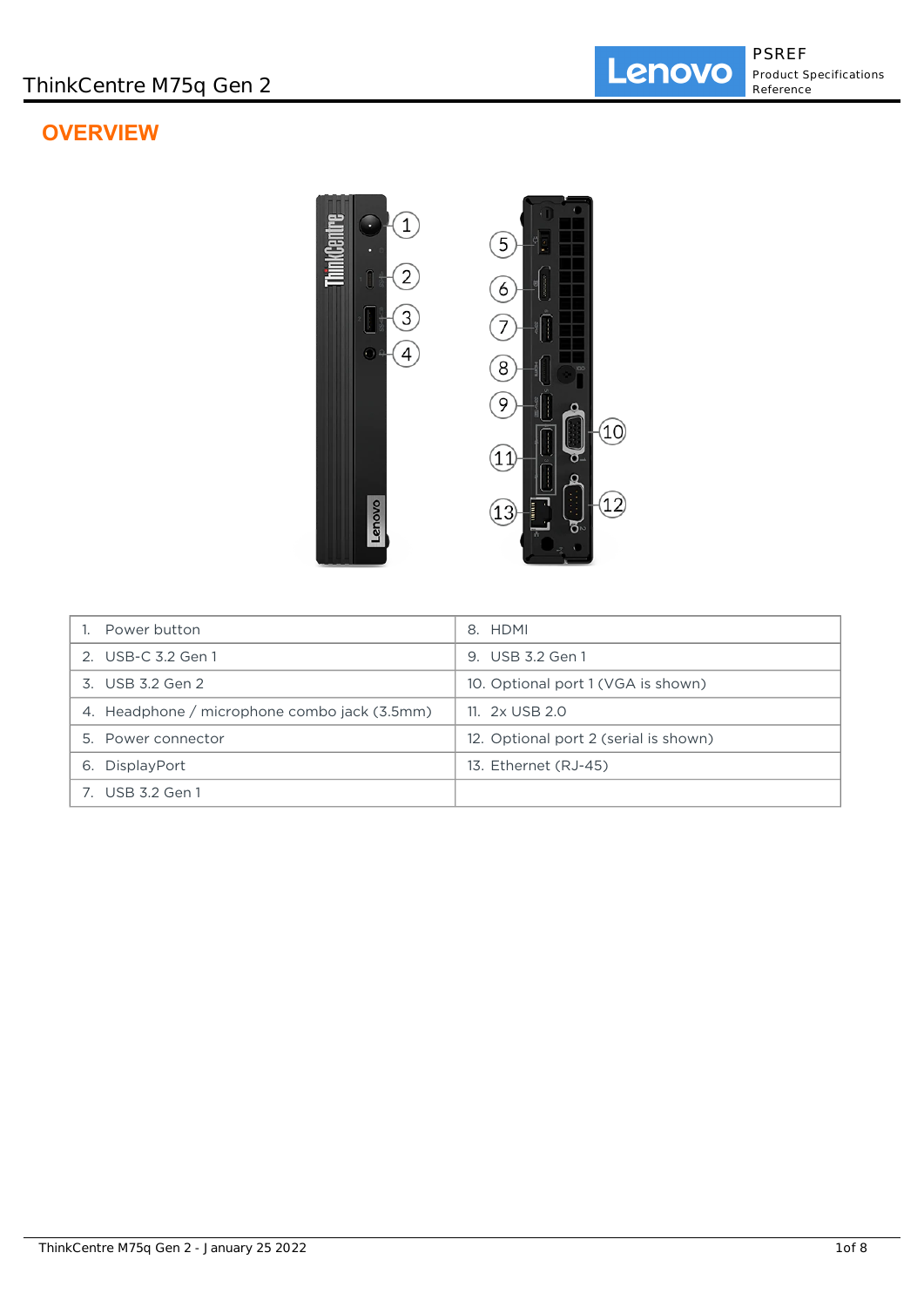# OVERVIEW

| 1. Power button | 8. HDMI |
|---|---|
| 2. USB-C 3.2 Gen 1 | 9. USB 3.2 Gen 1 |
| 3. USB 3.2 Gen 2 | 10. Optional port 1 (VGA is shown) |
| 4. Headphone / microphone combo jack (3.5mm) | 11. 2x USB 2.0 |
| 5. Power connector | 12. Optional port 2 (serial is shown) |
| 6. DisplayPort | 13. Ethernet (RJ-45) |
| 7. USB 3.2 Gen 1 | |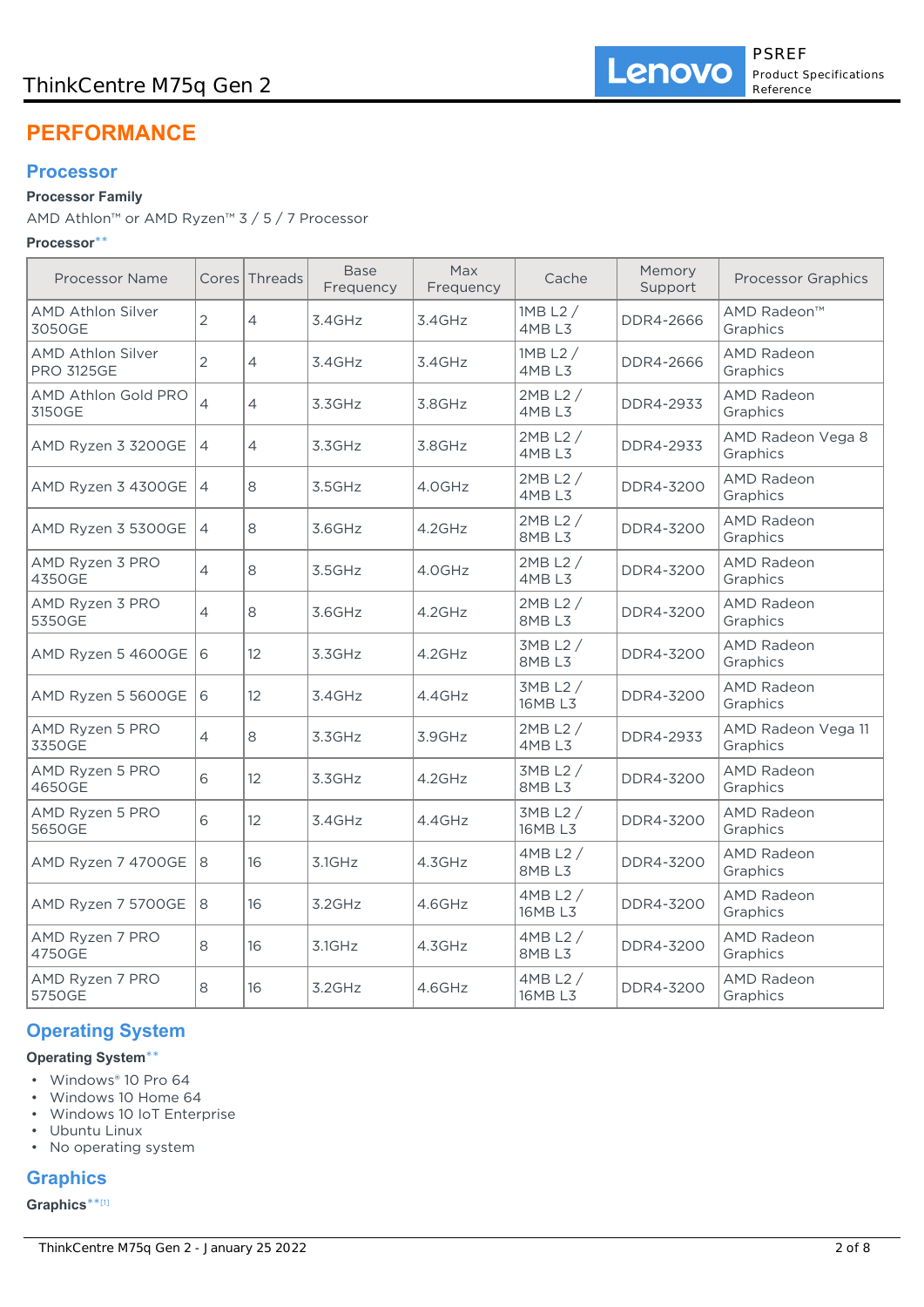# PERFORMANCE

## Processor

**Processor Family**

AMD Athlon™ or AMD Ryzen™ 3 / 5 / 7 Processor

**Processor****

| Processor Name | Cores | Threads | Base Frequency | Max Frequency | Cache | Memory Support | Processor Graphics |
|---|---|---|---|---|---|---|---|
| AMD Athlon Silver 3050GE | 2 | 4 | 3.4GHz | 3.4GHz | 1MB L2 / 4MB L3 | DDR4-2666 | AMD Radeon™ Graphics |
| AMD Athlon Silver PRO 3125GE | 2 | 4 | 3.4GHz | 3.4GHz | 1MB L2 / 4MB L3 | DDR4-2666 | AMD Radeon Graphics |
| AMD Athlon Gold PRO 3150GE | 4 | 4 | 3.3GHz | 3.8GHz | 2MB L2 / 4MB L3 | DDR4-2933 | AMD Radeon Graphics |
| AMD Ryzen 3 3200GE | 4 | 4 | 3.3GHz | 3.8GHz | 2MB L2 / 4MB L3 | DDR4-2933 | AMD Radeon Vega 8 Graphics |
| AMD Ryzen 3 4300GE | 4 | 8 | 3.5GHz | 4.0GHz | 2MB L2 / 4MB L3 | DDR4-3200 | AMD Radeon Graphics |
| AMD Ryzen 3 5300GE | 4 | 8 | 3.6GHz | 4.2GHz | 2MB L2 / 8MB L3 | DDR4-3200 | AMD Radeon Graphics |
| AMD Ryzen 3 PRO 4350GE | 4 | 8 | 3.5GHz | 4.0GHz | 2MB L2 / 4MB L3 | DDR4-3200 | AMD Radeon Graphics |
| AMD Ryzen 3 PRO 5350GE | 4 | 8 | 3.6GHz | 4.2GHz | 2MB L2 / 8MB L3 | DDR4-3200 | AMD Radeon Graphics |
| AMD Ryzen 5 4600GE | 6 | 12 | 3.3GHz | 4.2GHz | 3MB L2 / 8MB L3 | DDR4-3200 | AMD Radeon Graphics |
| AMD Ryzen 5 5600GE | 6 | 12 | 3.4GHz | 4.4GHz | 3MB L2 / 16MB L3 | DDR4-3200 | AMD Radeon Graphics |
| AMD Ryzen 5 PRO 3350GE | 4 | 8 | 3.3GHz | 3.9GHz | 2MB L2 / 4MB L3 | DDR4-2933 | AMD Radeon Vega 11 Graphics |
| AMD Ryzen 5 PRO 4650GE | 6 | 12 | 3.3GHz | 4.2GHz | 3MB L2 / 8MB L3 | DDR4-3200 | AMD Radeon Graphics |
| AMD Ryzen 5 PRO 5650GE | 6 | 12 | 3.4GHz | 4.4GHz | 3MB L2 / 16MB L3 | DDR4-3200 | AMD Radeon Graphics |
| AMD Ryzen 7 4700GE | 8 | 16 | 3.1GHz | 4.3GHz | 4MB L2 / 8MB L3 | DDR4-3200 | AMD Radeon Graphics |
| AMD Ryzen 7 5700GE | 8 | 16 | 3.2GHz | 4.6GHz | 4MB L2 / 16MB L3 | DDR4-3200 | AMD Radeon Graphics |
| AMD Ryzen 7 PRO 4750GE | 8 | 16 | 3.1GHz | 4.3GHz | 4MB L2 / 8MB L3 | DDR4-3200 | AMD Radeon Graphics |
| AMD Ryzen 7 PRO 5750GE | 8 | 16 | 3.2GHz | 4.6GHz | 4MB L2 / 16MB L3 | DDR4-3200 | AMD Radeon Graphics |

## Operating System

**Operating System****

- Windows® 10 Pro 64
- Windows 10 Home 64
- Windows 10 IoT Enterprise
- Ubuntu Linux
- No operating system

## Graphics

**Graphics**** [1]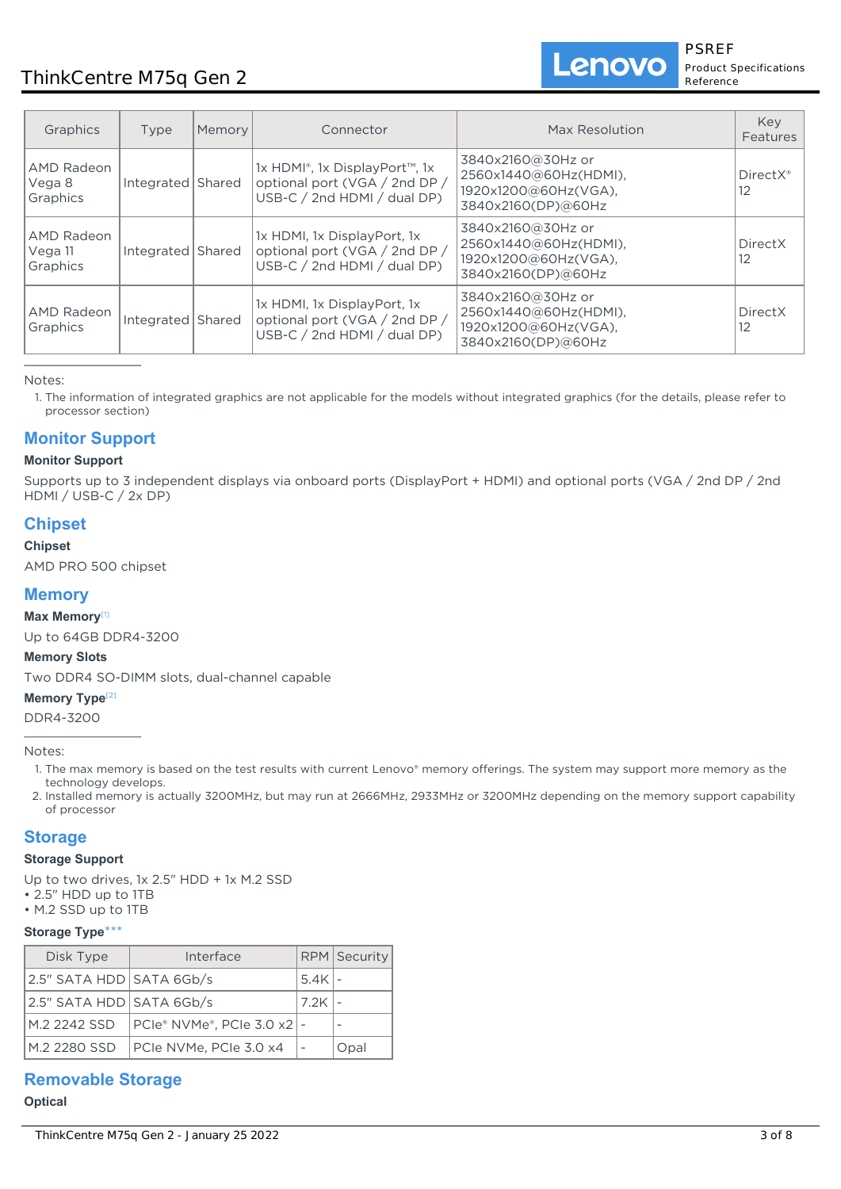| Graphics | Type | Memory | Connector | Max Resolution | Key Features |
|---|---|---|---|---|---|
| AMD Radeon Vega 8 Graphics | Integrated | Shared | 1x HDMI®, 1x DisplayPort™, 1x optional port (VGA / 2nd DP / USB-C / 2nd HDMI / dual DP) | 3840x2160@30Hz or 2560x1440@60Hz(HDMI), 1920x1200@60Hz(VGA), 3840x2160(DP)@60Hz | DirectX® 12 |
| AMD Radeon Vega 11 Graphics | Integrated | Shared | 1x HDMI, 1x DisplayPort, 1x optional port (VGA / 2nd DP / USB-C / 2nd HDMI / dual DP) | 3840x2160@30Hz or 2560x1440@60Hz(HDMI), 1920x1200@60Hz(VGA), 3840x2160(DP)@60Hz | DirectX 12 |
| AMD Radeon Graphics | Integrated | Shared | 1x HDMI, 1x DisplayPort, 1x optional port (VGA / 2nd DP / USB-C / 2nd HDMI / dual DP) | 3840x2160@30Hz or 2560x1440@60Hz(HDMI), 1920x1200@60Hz(VGA), 3840x2160(DP)@60Hz | DirectX 12 |

Notes:

1. The information of integrated graphics are not applicable for the models without integrated graphics (for the details, please refer to processor section)

## Monitor Support

**Monitor Support**

Supports up to 3 independent displays via onboard ports (DisplayPort + HDMI) and optional ports (VGA / 2nd DP / 2nd HDMI / USB-C / 2x DP)

## Chipset

**Chipset**

AMD PRO 500 chipset

## Memory

**Max Memory**[1]

Up to 64GB DDR4-3200

**Memory Slots**

Two DDR4 SO-DIMM slots, dual-channel capable

**Memory Type**[2]

DDR4-3200

Notes:

1. The max memory is based on the test results with current Lenovo® memory offerings. The system may support more memory as the technology develops.
2. Installed memory is actually 3200MHz, but may run at 2666MHz, 2933MHz or 3200MHz depending on the memory support capability of processor

## Storage

**Storage Support**

Up to two drives, 1x 2.5" HDD + 1x M.2 SSD
- 2.5" HDD up to 1TB
- M.2 SSD up to 1TB

**Storage Type*****

| Disk Type | Interface | RPM | Security |
|---|---|---|---|
| 2.5" SATA HDD | SATA 6Gb/s | 5.4K | - |
| 2.5" SATA HDD | SATA 6Gb/s | 7.2K | - |
| M.2 2242 SSD | PCIe® NVMe®, PCIe 3.0 x2 | - | - |
| M.2 2280 SSD | PCIe NVMe, PCIe 3.0 x4 | - | Opal |

## Removable Storage

**Optical**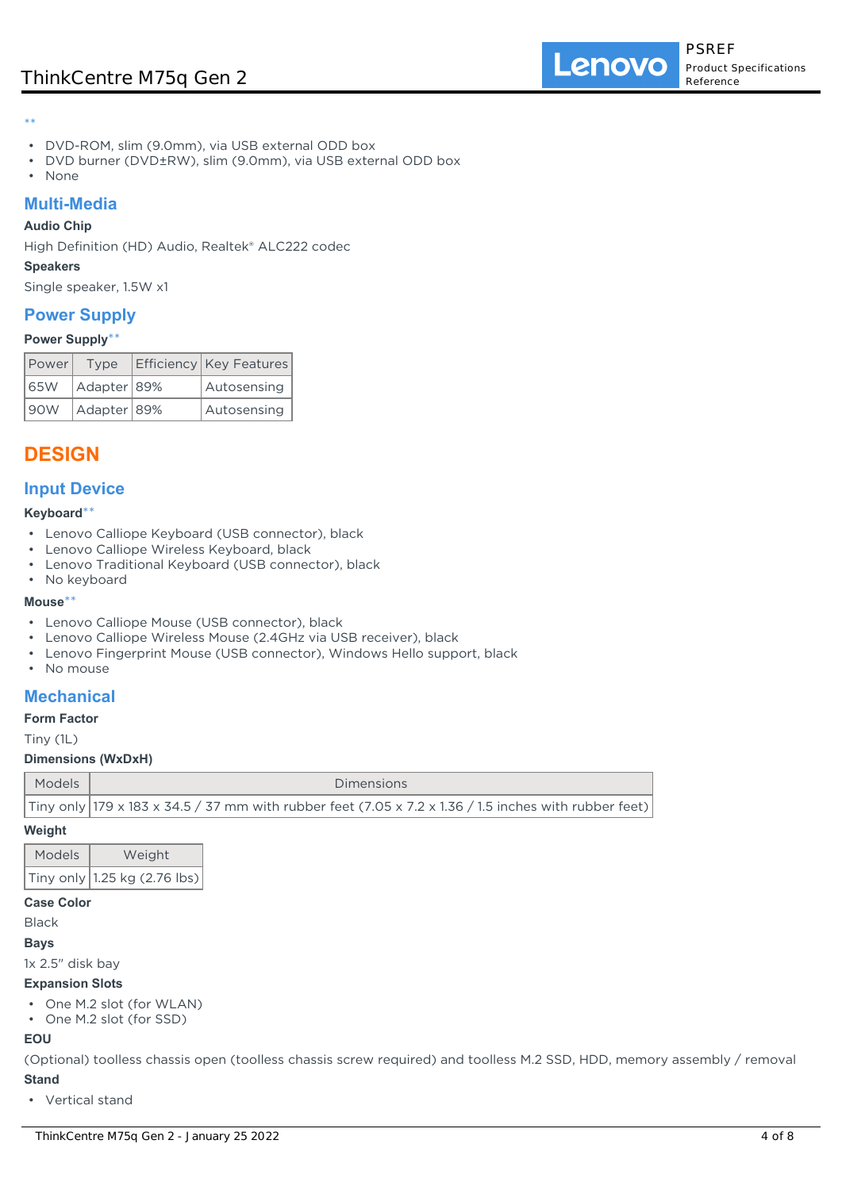**

- DVD-ROM, slim (9.0mm), via USB external ODD box
- DVD burner (DVD±RW), slim (9.0mm), via USB external ODD box
- None

## Multi-Media

### Audio Chip

High Definition (HD) Audio, Realtek® ALC222 codec

### Speakers

Single speaker, 1.5W x1

## Power Supply

### Power Supply**

| Power | Type | Efficiency | Key Features |
|---|---|---|---|
| 65W | Adapter | 89% | Autosensing |
| 90W | Adapter | 89% | Autosensing |

# DESIGN

## Input Device

### Keyboard**

- Lenovo Calliope Keyboard (USB connector), black
- Lenovo Calliope Wireless Keyboard, black
- Lenovo Traditional Keyboard (USB connector), black
- No keyboard

### Mouse**

- Lenovo Calliope Mouse (USB connector), black
- Lenovo Calliope Wireless Mouse (2.4GHz via USB receiver), black
- Lenovo Fingerprint Mouse (USB connector), Windows Hello support, black
- No mouse

## Mechanical

### Form Factor

Tiny (1L)

### Dimensions (WxDxH)

| Models | Dimensions |
|---|---|
| Tiny only | 179 x 183 x 34.5 / 37 mm with rubber feet (7.05 x 7.2 x 1.36 / 1.5 inches with rubber feet) |

### Weight

| Models | Weight |
|---|---|
| Tiny only | 1.25 kg (2.76 lbs) |

### Case Color

Black

### Bays

1x 2.5" disk bay

### Expansion Slots

- One M.2 slot (for WLAN)
- One M.2 slot (for SSD)

### EOU

(Optional) toolless chassis open (toolless chassis screw required) and toolless M.2 SSD, HDD, memory assembly / removal

### Stand

- Vertical stand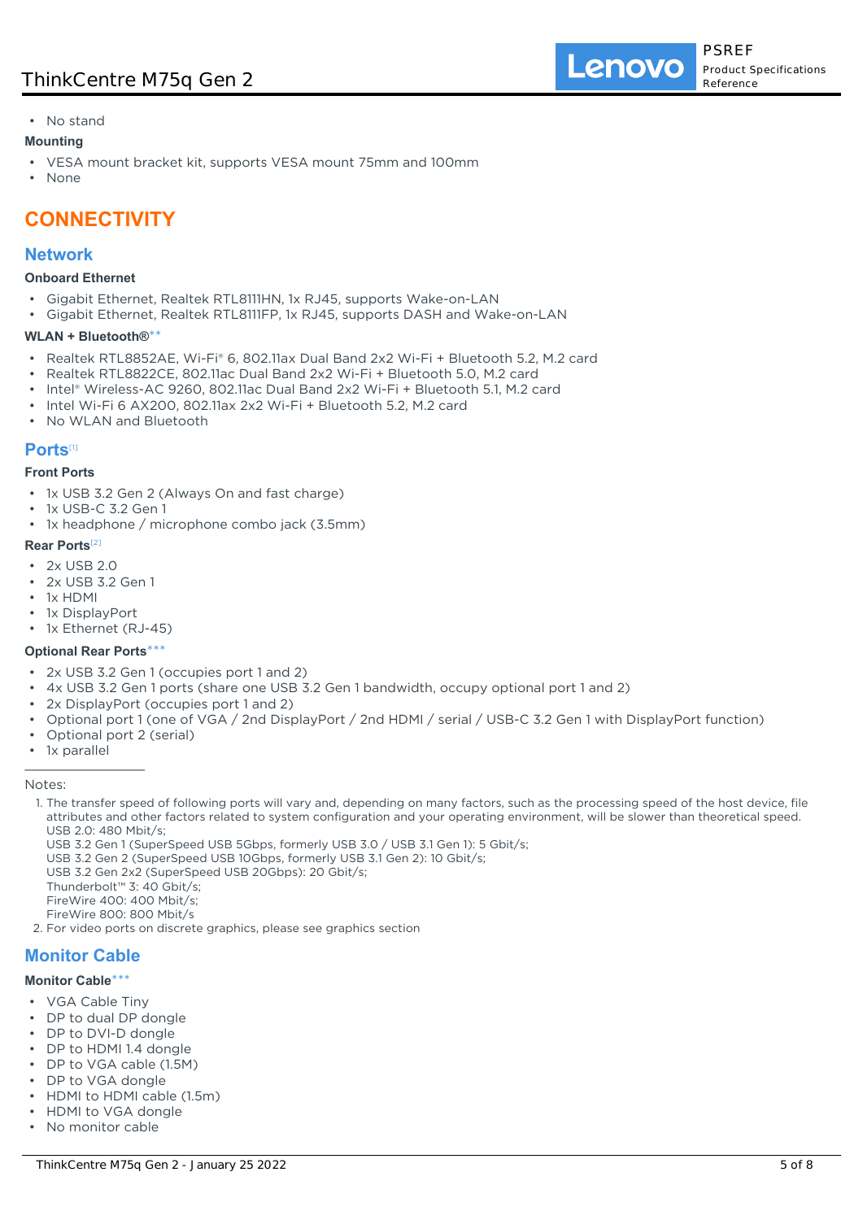- No stand

**Mounting**

- VESA mount bracket kit, supports VESA mount 75mm and 100mm
- None

# CONNECTIVITY

## Network

**Onboard Ethernet**

- Gigabit Ethernet, Realtek RTL8111HN, 1x RJ45, supports Wake-on-LAN
- Gigabit Ethernet, Realtek RTL8111FP, 1x RJ45, supports DASH and Wake-on-LAN

**WLAN + Bluetooth®****

- Realtek RTL8852AE, Wi-Fi® 6, 802.11ax Dual Band 2x2 Wi-Fi + Bluetooth 5.2, M.2 card
- Realtek RTL8822CE, 802.11ac Dual Band 2x2 Wi-Fi + Bluetooth 5.0, M.2 card
- Intel® Wireless-AC 9260, 802.11ac Dual Band 2x2 Wi-Fi + Bluetooth 5.1, M.2 card
- Intel Wi-Fi 6 AX200, 802.11ax 2x2 Wi-Fi + Bluetooth 5.2, M.2 card
- No WLAN and Bluetooth

## Ports[1]

**Front Ports**

- 1x USB 3.2 Gen 2 (Always On and fast charge)
- 1x USB-C 3.2 Gen 1
- 1x headphone / microphone combo jack (3.5mm)

**Rear Ports[2]**

- 2x USB 2.0
- 2x USB 3.2 Gen 1
- 1x HDMI
- 1x DisplayPort
- 1x Ethernet (RJ-45)

**Optional Rear Ports*****

- 2x USB 3.2 Gen 1 (occupies port 1 and 2)
- 4x USB 3.2 Gen 1 ports (share one USB 3.2 Gen 1 bandwidth, occupy optional port 1 and 2)
- 2x DisplayPort (occupies port 1 and 2)
- Optional port 1 (one of VGA / 2nd DisplayPort / 2nd HDMI / serial / USB-C 3.2 Gen 1 with DisplayPort function)
- Optional port 2 (serial)
- 1x parallel

---

Notes:

1. The transfer speed of following ports will vary and, depending on many factors, such as the processing speed of the host device, file attributes and other factors related to system configuration and your operating environment, will be slower than theoretical speed.
   USB 2.0: 480 Mbit/s;
   USB 3.2 Gen 1 (SuperSpeed USB 5Gbps, formerly USB 3.0 / USB 3.1 Gen 1): 5 Gbit/s;
   USB 3.2 Gen 2 (SuperSpeed USB 10Gbps, formerly USB 3.1 Gen 2): 10 Gbit/s;
   USB 3.2 Gen 2x2 (SuperSpeed USB 20Gbps): 20 Gbit/s;
   Thunderbolt™ 3: 40 Gbit/s;
   FireWire 400: 400 Mbit/s;
   FireWire 800: 800 Mbit/s
2. For video ports on discrete graphics, please see graphics section

## Monitor Cable

**Monitor Cable*****

- VGA Cable Tiny
- DP to dual DP dongle
- DP to DVI-D dongle
- DP to HDMI 1.4 dongle
- DP to VGA cable (1.5M)
- DP to VGA dongle
- HDMI to HDMI cable (1.5m)
- HDMI to VGA dongle
- No monitor cable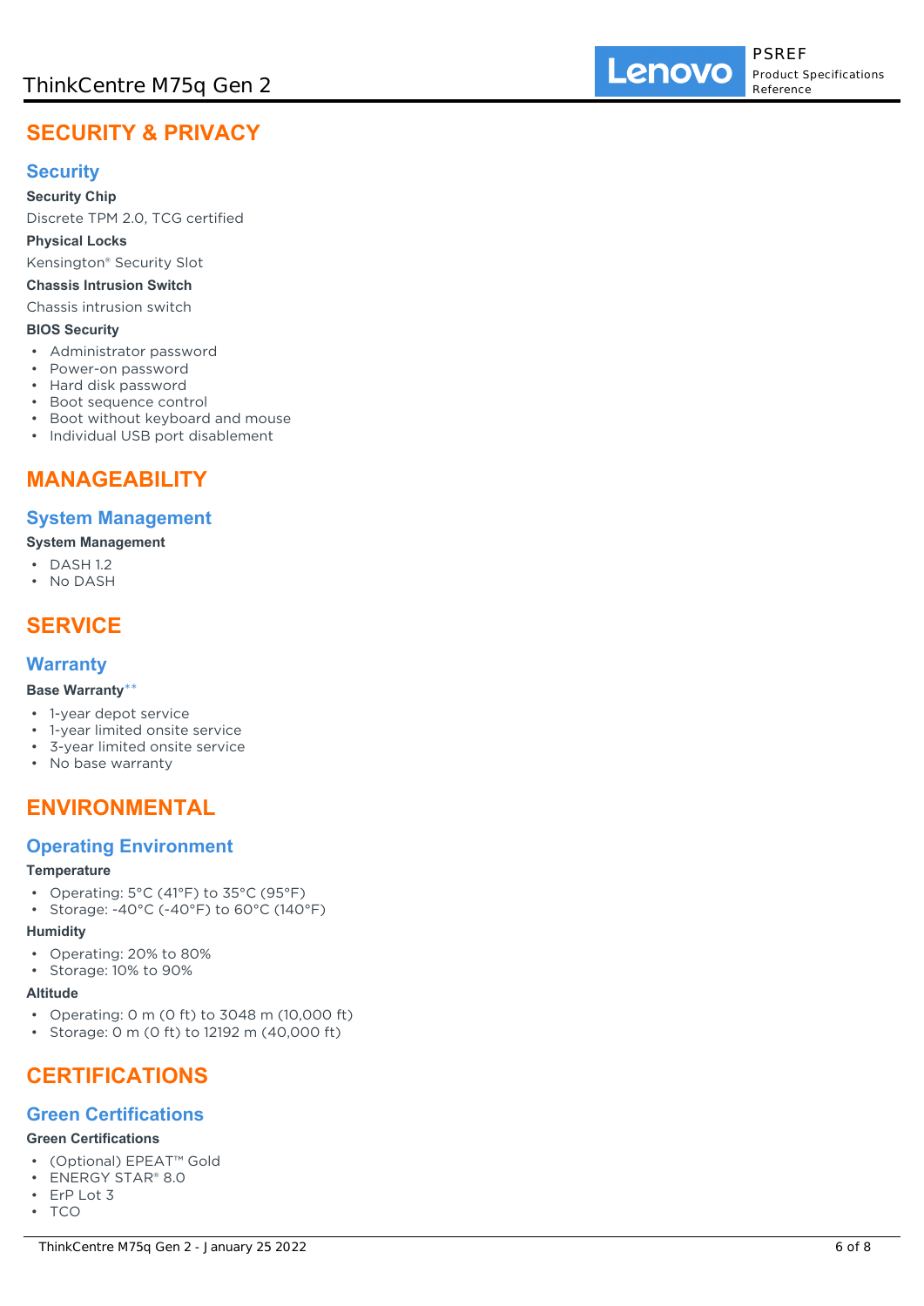# SECURITY & PRIVACY

## Security

**Security Chip**

Discrete TPM 2.0, TCG certified

**Physical Locks**

Kensington® Security Slot

**Chassis Intrusion Switch**

Chassis intrusion switch

**BIOS Security**

- Administrator password
- Power-on password
- Hard disk password
- Boot sequence control
- Boot without keyboard and mouse
- Individual USB port disablement

# MANAGEABILITY

## System Management

**System Management**

- DASH 1.2
- No DASH

# SERVICE

## Warranty

**Base Warranty****

- 1-year depot service
- 1-year limited onsite service
- 3-year limited onsite service
- No base warranty

# ENVIRONMENTAL

## Operating Environment

**Temperature**

- Operating: 5°C (41°F) to 35°C (95°F)
- Storage: -40°C (-40°F) to 60°C (140°F)

**Humidity**

- Operating: 20% to 80%
- Storage: 10% to 90%

**Altitude**

- Operating: 0 m (0 ft) to 3048 m (10,000 ft)
- Storage: 0 m (0 ft) to 12192 m (40,000 ft)

# CERTIFICATIONS

## Green Certifications

**Green Certifications**

- (Optional) EPEAT™ Gold
- ENERGY STAR® 8.0
- ErP Lot 3
- TCO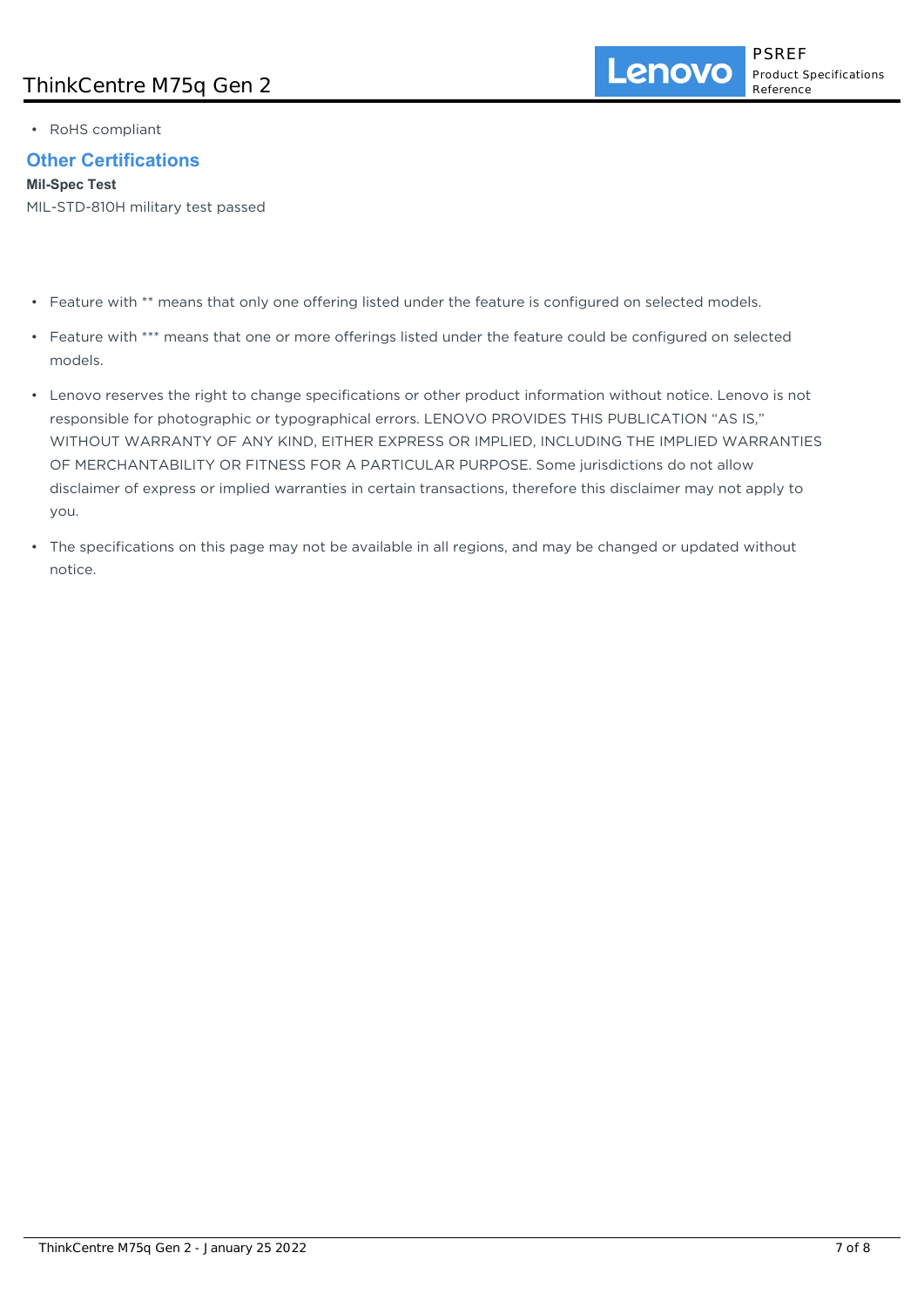- RoHS compliant

## Other Certifications

**Mil-Spec Test**

MIL-STD-810H military test passed

- Feature with ** means that only one offering listed under the feature is configured on selected models.
- Feature with *** means that one or more offerings listed under the feature could be configured on selected models.
- Lenovo reserves the right to change specifications or other product information without notice. Lenovo is not responsible for photographic or typographical errors. LENOVO PROVIDES THIS PUBLICATION "AS IS," WITHOUT WARRANTY OF ANY KIND, EITHER EXPRESS OR IMPLIED, INCLUDING THE IMPLIED WARRANTIES OF MERCHANTABILITY OR FITNESS FOR A PARTICULAR PURPOSE. Some jurisdictions do not allow disclaimer of express or implied warranties in certain transactions, therefore this disclaimer may not apply to you.
- The specifications on this page may not be available in all regions, and may be changed or updated without notice.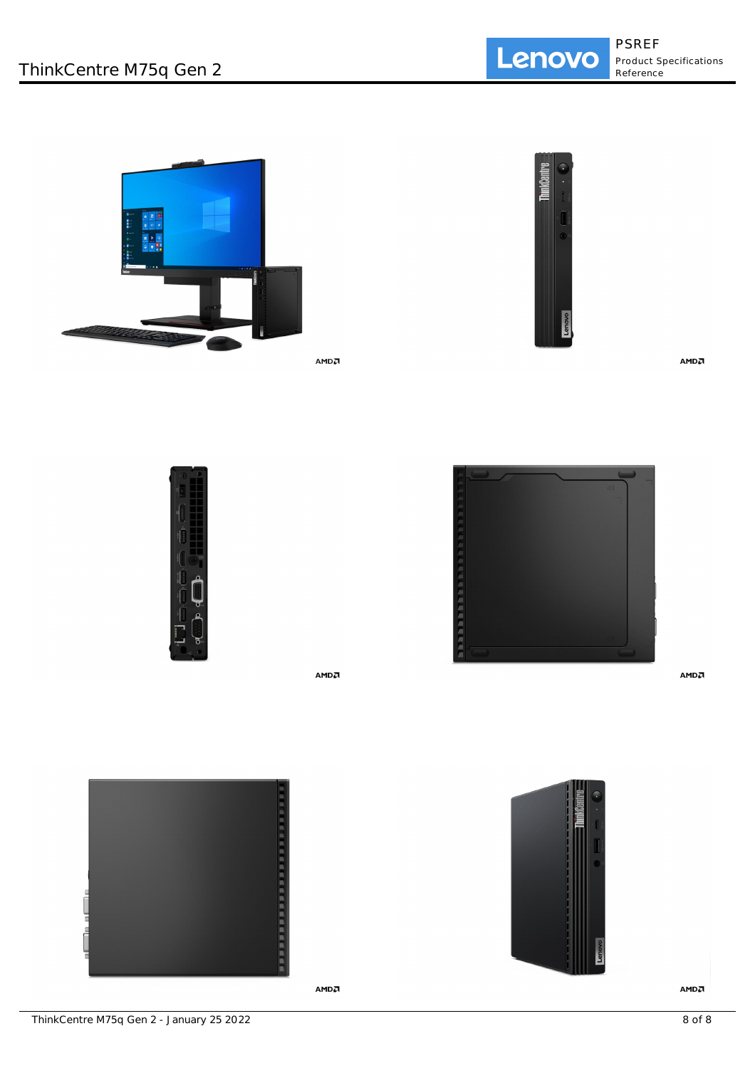AMD

AMD

AMD

AMD

AMD

AMD